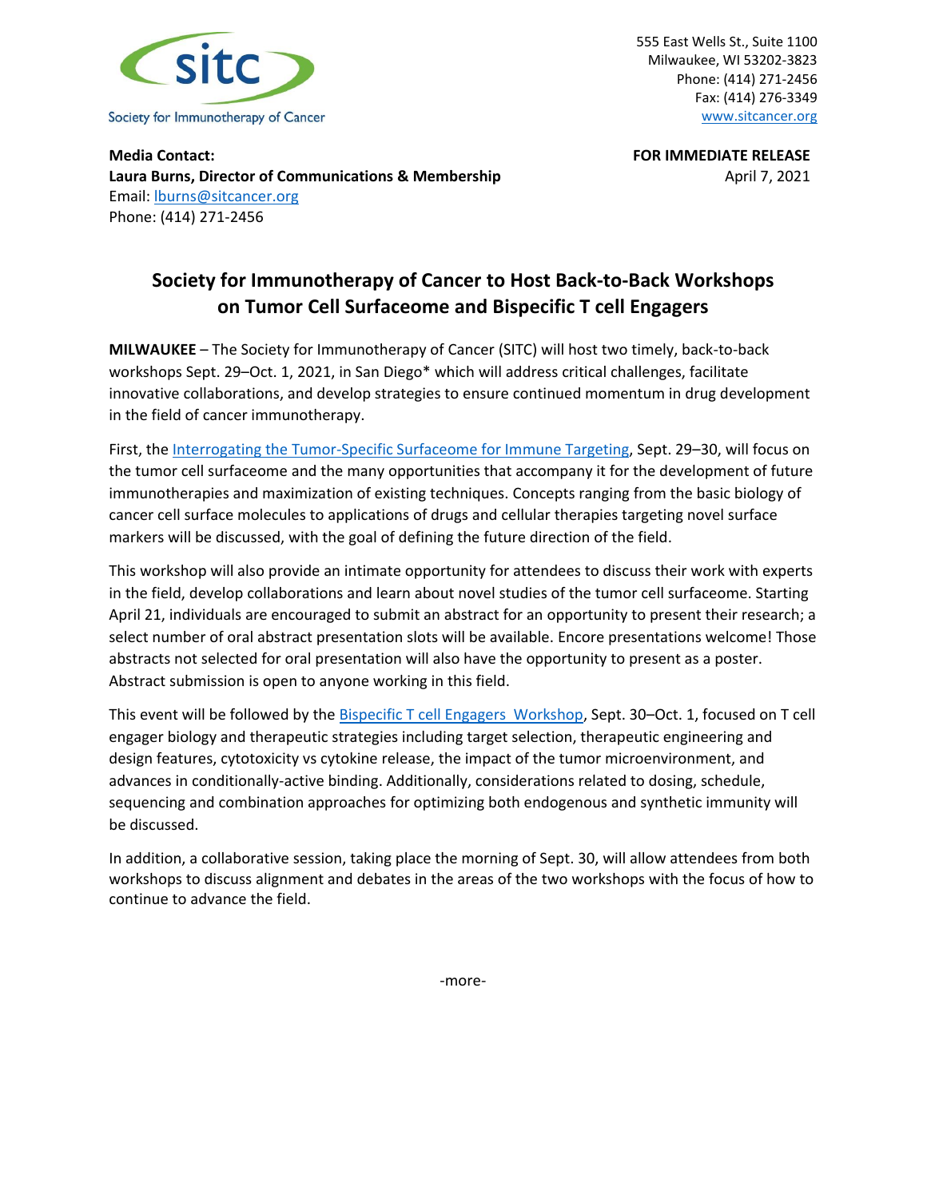Society for Immunotherapy of Cancer

555 East Wells St., Suite 1100
Milwaukee, WI 53202-3823
Phone: (414) 271-2456
Fax: (414) 276-3349
www.sitcancer.org

**Media Contact:**
**Laura Burns, Director of Communications & Membership**
Email: lburns@sitcancer.org
Phone: (414) 271-2456

**FOR IMMEDIATE RELEASE**
April 7, 2021

# Society for Immunotherapy of Cancer to Host Back-to-Back Workshops on Tumor Cell Surfaceome and Bispecific T cell Engagers

**MILWAUKEE** – The Society for Immunotherapy of Cancer (SITC) will host two timely, back-to-back workshops Sept. 29–Oct. 1, 2021, in San Diego* which will address critical challenges, facilitate innovative collaborations, and develop strategies to ensure continued momentum in drug development in the field of cancer immunotherapy.

First, the Interrogating the Tumor-Specific Surfaceome for Immune Targeting, Sept. 29–30, will focus on the tumor cell surfaceome and the many opportunities that accompany it for the development of future immunotherapies and maximization of existing techniques. Concepts ranging from the basic biology of cancer cell surface molecules to applications of drugs and cellular therapies targeting novel surface markers will be discussed, with the goal of defining the future direction of the field.

This workshop will also provide an intimate opportunity for attendees to discuss their work with experts in the field, develop collaborations and learn about novel studies of the tumor cell surfaceome. Starting April 21, individuals are encouraged to submit an abstract for an opportunity to present their research; a select number of oral abstract presentation slots will be available. Encore presentations welcome! Those abstracts not selected for oral presentation will also have the opportunity to present as a poster. Abstract submission is open to anyone working in this field.

This event will be followed by the Bispecific T cell Engagers Workshop, Sept. 30–Oct. 1, focused on T cell engager biology and therapeutic strategies including target selection, therapeutic engineering and design features, cytotoxicity vs cytokine release, the impact of the tumor microenvironment, and advances in conditionally-active binding. Additionally, considerations related to dosing, schedule, sequencing and combination approaches for optimizing both endogenous and synthetic immunity will be discussed.

In addition, a collaborative session, taking place the morning of Sept. 30, will allow attendees from both workshops to discuss alignment and debates in the areas of the two workshops with the focus of how to continue to advance the field.

-more-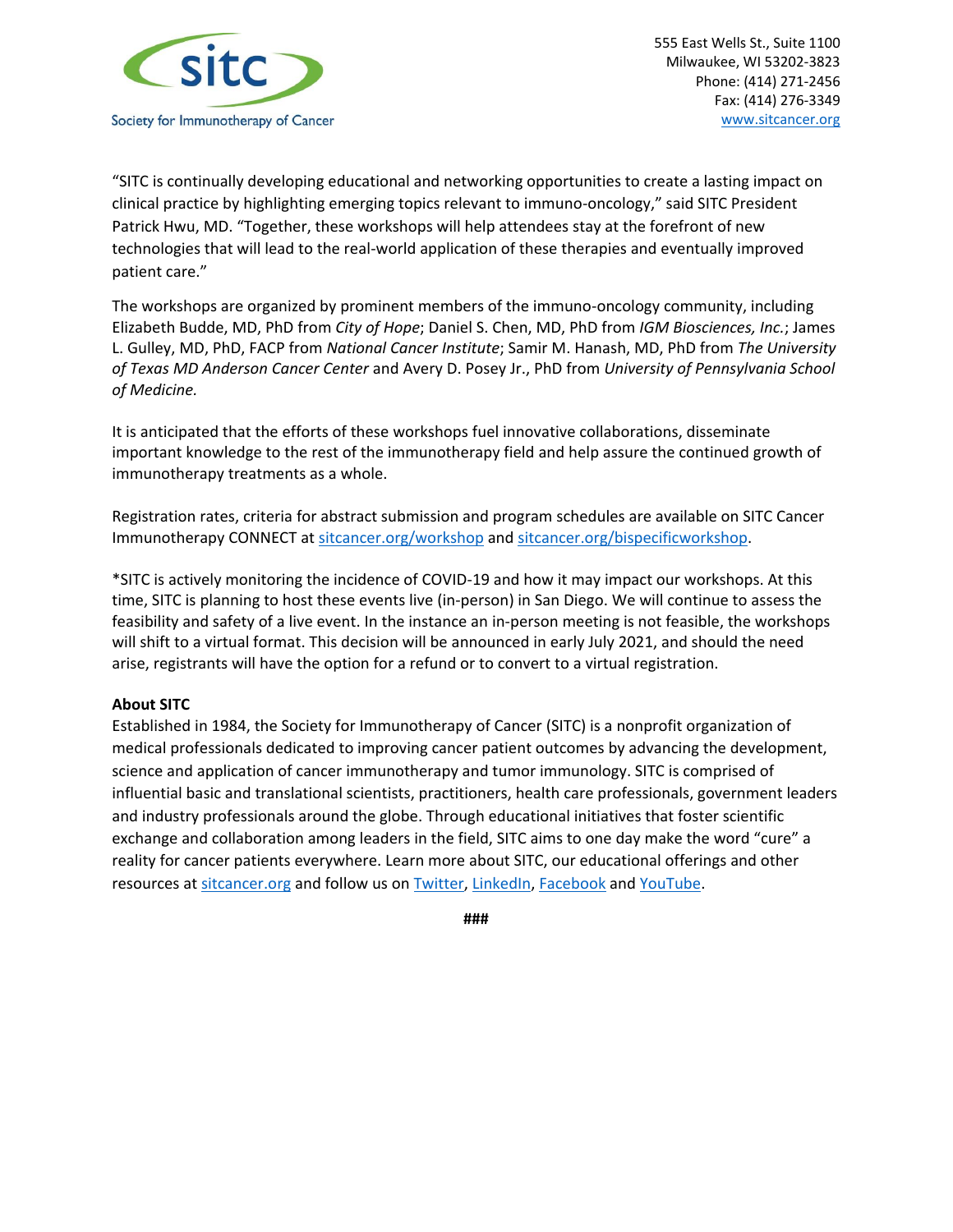"SITC is continually developing educational and networking opportunities to create a lasting impact on clinical practice by highlighting emerging topics relevant to immuno-oncology," said SITC President Patrick Hwu, MD. "Together, these workshops will help attendees stay at the forefront of new technologies that will lead to the real-world application of these therapies and eventually improved patient care."

The workshops are organized by prominent members of the immuno-oncology community, including Elizabeth Budde, MD, PhD from *City of Hope*; Daniel S. Chen, MD, PhD from *IGM Biosciences, Inc.*; James L. Gulley, MD, PhD, FACP from *National Cancer Institute*; Samir M. Hanash, MD, PhD from *The University of Texas MD Anderson Cancer Center* and Avery D. Posey Jr., PhD from *University of Pennsylvania School of Medicine.*

It is anticipated that the efforts of these workshops fuel innovative collaborations, disseminate important knowledge to the rest of the immunotherapy field and help assure the continued growth of immunotherapy treatments as a whole.

Registration rates, criteria for abstract submission and program schedules are available on SITC Cancer Immunotherapy CONNECT at [sitcancer.org/workshop](sitcancer.org/workshop) and [sitcancer.org/bispecificworkshop](sitcancer.org/bispecificworkshop).

*SITC is actively monitoring the incidence of COVID-19 and how it may impact our workshops. At this time, SITC is planning to host these events live (in-person) in San Diego. We will continue to assess the feasibility and safety of a live event. In the instance an in-person meeting is not feasible, the workshops will shift to a virtual format. This decision will be announced in early July 2021, and should the need arise, registrants will have the option for a refund or to convert to a virtual registration.

**About SITC**

Established in 1984, the Society for Immunotherapy of Cancer (SITC) is a nonprofit organization of medical professionals dedicated to improving cancer patient outcomes by advancing the development, science and application of cancer immunotherapy and tumor immunology. SITC is comprised of influential basic and translational scientists, practitioners, health care professionals, government leaders and industry professionals around the globe. Through educational initiatives that foster scientific exchange and collaboration among leaders in the field, SITC aims to one day make the word "cure" a reality for cancer patients everywhere. Learn more about SITC, our educational offerings and other resources at [sitcancer.org](sitcancer.org) and follow us on Twitter, LinkedIn, Facebook and YouTube.

###